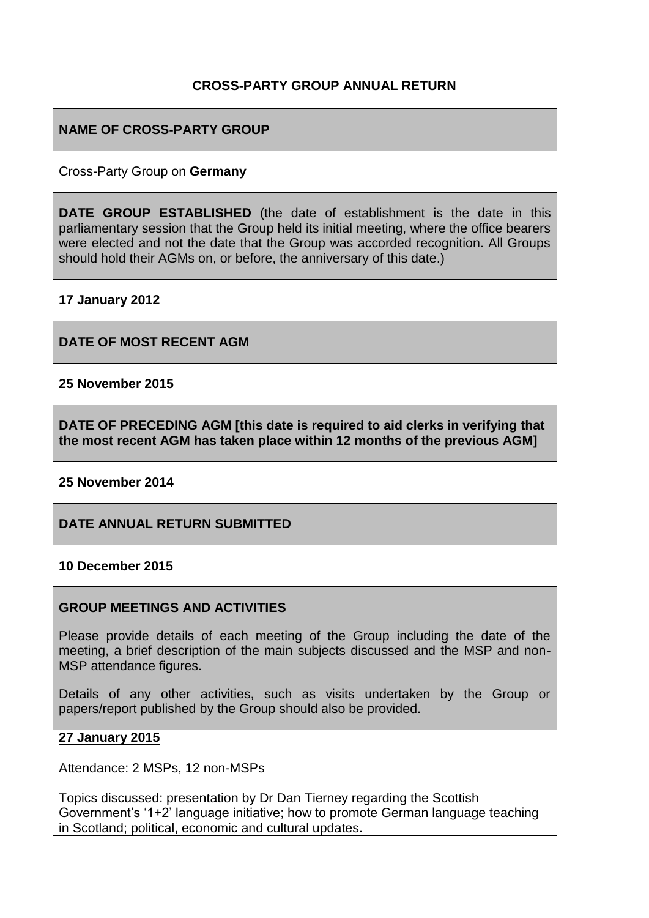# CROSS-PARTY GROUP ANNUAL RETURN

## NAME OF CROSS-PARTY GROUP

Cross-Party Group on **Germany**

**DATE GROUP ESTABLISHED** (the date of establishment is the date in this parliamentary session that the Group held its initial meeting, where the office bearers were elected and not the date that the Group was accorded recognition. All Groups should hold their AGMs on, or before, the anniversary of this date.)

**17 January 2012**

## DATE OF MOST RECENT AGM

**25 November 2015**

## DATE OF PRECEDING AGM [this date is required to aid clerks in verifying that the most recent AGM has taken place within 12 months of the previous AGM]

**25 November 2014**

## DATE ANNUAL RETURN SUBMITTED

**10 December 2015**

## GROUP MEETINGS AND ACTIVITIES

Please provide details of each meeting of the Group including the date of the meeting, a brief description of the main subjects discussed and the MSP and non-MSP attendance figures.

Details of any other activities, such as visits undertaken by the Group or papers/report published by the Group should also be provided.

**27 January 2015**

Attendance: 2 MSPs, 12 non-MSPs

Topics discussed: presentation by Dr Dan Tierney regarding the Scottish Government's '1+2' language initiative; how to promote German language teaching in Scotland; political, economic and cultural updates.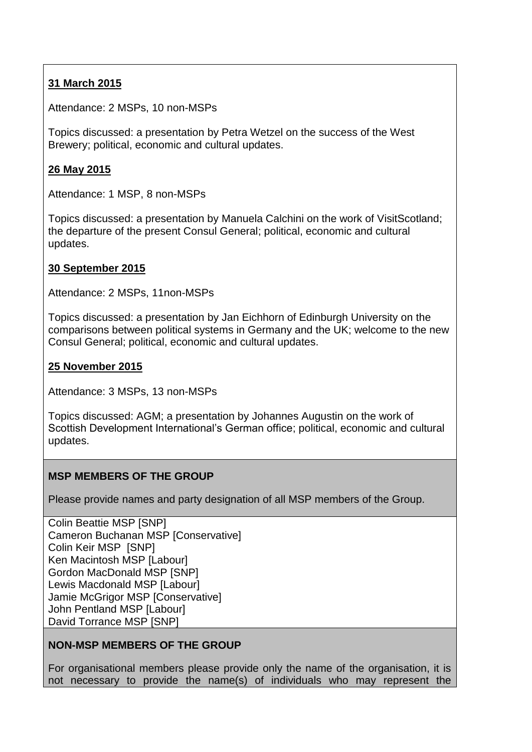**31 March 2015**

Attendance: 2 MSPs, 10 non-MSPs

Topics discussed: a presentation by Petra Wetzel on the success of the West Brewery; political, economic and cultural updates.

**26 May 2015**

Attendance: 1 MSP, 8 non-MSPs

Topics discussed: a presentation by Manuela Calchini on the work of VisitScotland; the departure of the present Consul General; political, economic and cultural updates.

**30 September 2015**

Attendance: 2 MSPs, 11non-MSPs

Topics discussed: a presentation by Jan Eichhorn of Edinburgh University on the comparisons between political systems in Germany and the UK; welcome to the new Consul General; political, economic and cultural updates.

**25 November 2015**

Attendance: 3 MSPs, 13 non-MSPs

Topics discussed: AGM; a presentation by Johannes Augustin on the work of Scottish Development International's German office; political, economic and cultural updates.

**MSP MEMBERS OF THE GROUP**

Please provide names and party designation of all MSP members of the Group.

Colin Beattie MSP [SNP]
Cameron Buchanan MSP [Conservative]
Colin Keir MSP [SNP]
Ken Macintosh MSP [Labour]
Gordon MacDonald MSP [SNP]
Lewis Macdonald MSP [Labour]
Jamie McGrigor MSP [Conservative]
John Pentland MSP [Labour]
David Torrance MSP [SNP]

**NON-MSP MEMBERS OF THE GROUP**

For organisational members please provide only the name of the organisation, it is not necessary to provide the name(s) of individuals who may represent the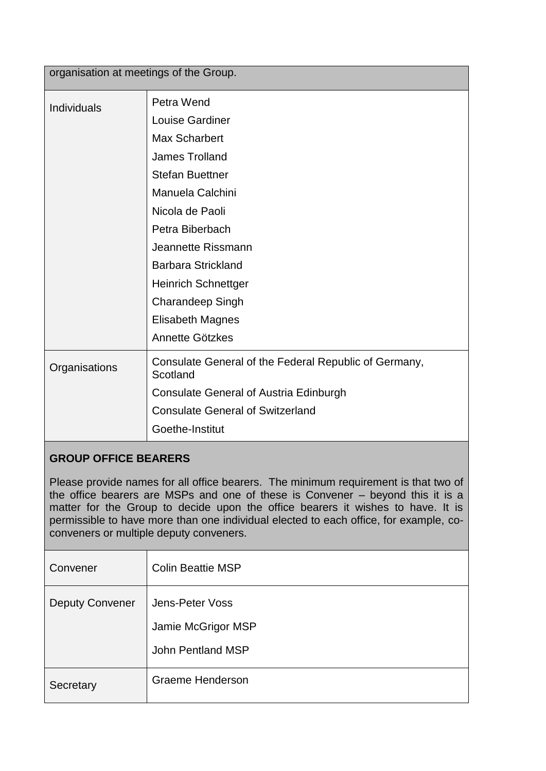organisation at meetings of the Group.

| | |
|---|---|
| Individuals | Petra Wend<br>Louise Gardiner<br>Max Scharbert<br>James Trolland<br>Stefan Buettner<br>Manuela Calchini<br>Nicola de Paoli<br>Petra Biberbach<br>Jeannette Rissmann<br>Barbara Strickland<br>Heinrich Schnettger<br>Charandeep Singh<br>Elisabeth Magnes<br>Annette Götzkes |
| Organisations | Consulate General of the Federal Republic of Germany, Scotland<br>Consulate General of Austria Edinburgh<br>Consulate General of Switzerland<br>Goethe-Institut |

**GROUP OFFICE BEARERS**

Please provide names for all office bearers. The minimum requirement is that two of the office bearers are MSPs and one of these is Convener – beyond this it is a matter for the Group to decide upon the office bearers it wishes to have. It is permissible to have more than one individual elected to each office, for example, co-conveners or multiple deputy conveners.

| | |
|---|---|
| Convener | Colin Beattie MSP |
| Deputy Convener | Jens-Peter Voss<br>Jamie McGrigor MSP<br>John Pentland MSP |
| Secretary | Graeme Henderson |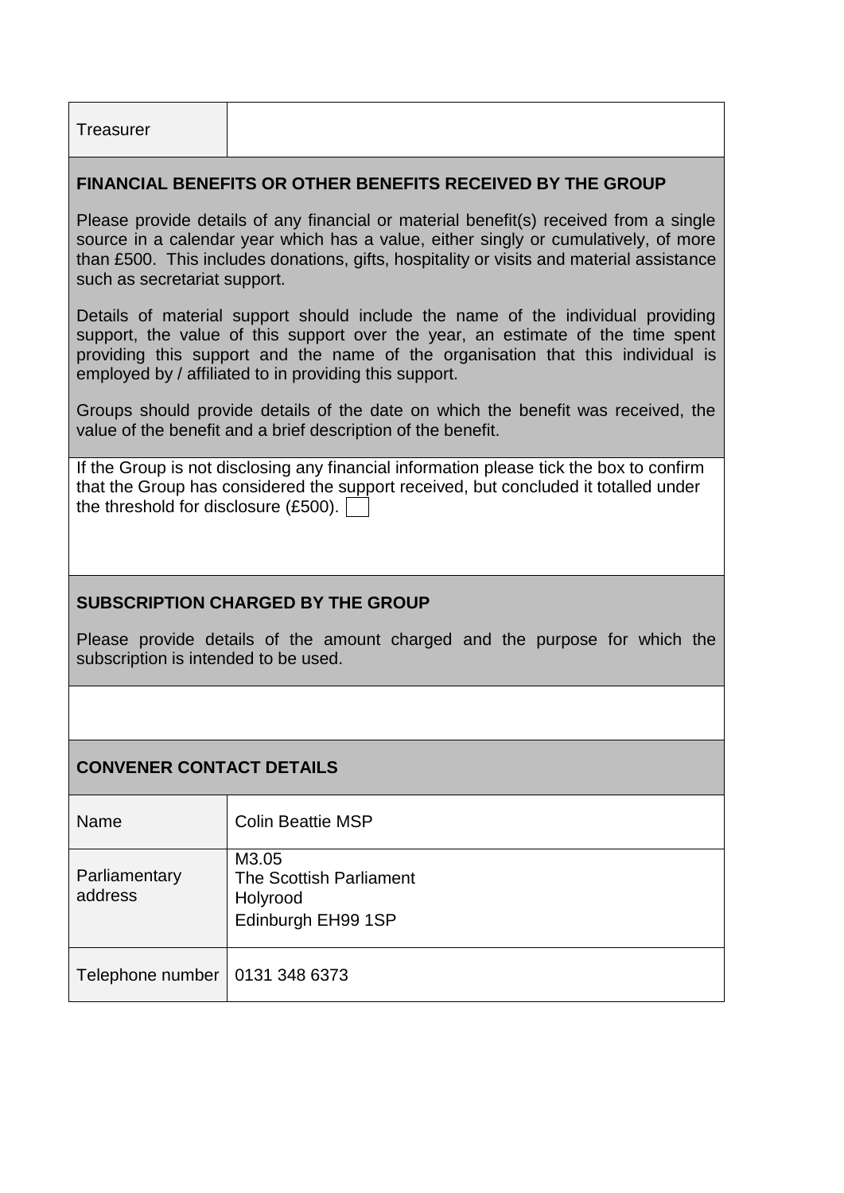| | |
|---|---|
| Treasurer | |

**FINANCIAL BENEFITS OR OTHER BENEFITS RECEIVED BY THE GROUP**

Please provide details of any financial or material benefit(s) received from a single source in a calendar year which has a value, either singly or cumulatively, of more than £500. This includes donations, gifts, hospitality or visits and material assistance such as secretariat support.

Details of material support should include the name of the individual providing support, the value of this support over the year, an estimate of the time spent providing this support and the name of the organisation that this individual is employed by / affiliated to in providing this support.

Groups should provide details of the date on which the benefit was received, the value of the benefit and a brief description of the benefit.

If the Group is not disclosing any financial information please tick the box to confirm that the Group has considered the support received, but concluded it totalled under the threshold for disclosure (£500). ☐

**SUBSCRIPTION CHARGED BY THE GROUP**

Please provide details of the amount charged and the purpose for which the subscription is intended to be used.

**CONVENER CONTACT DETAILS**

| | |
|---|---|
| Name | Colin Beattie MSP |
| Parliamentary address | M3.05<br>The Scottish Parliament<br>Holyrood<br>Edinburgh EH99 1SP |
| Telephone number | 0131 348 6373 |